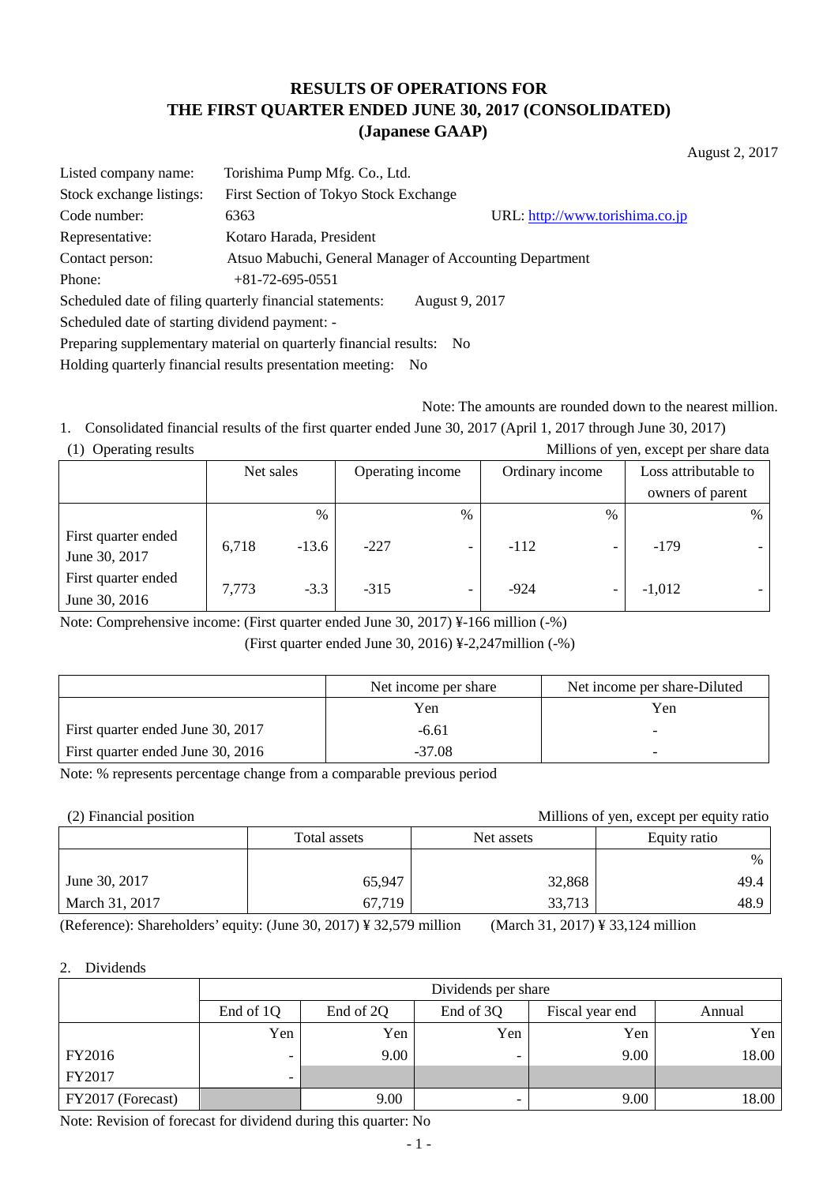# RESULTS OF OPERATIONS FOR THE FIRST QUARTER ENDED JUNE 30, 2017 (CONSOLIDATED) (Japanese GAAP)

August 2, 2017

| | | |
|---|---|---|
| Listed company name: | Torishima Pump Mfg. Co., Ltd. | |
| Stock exchange listings: | First Section of Tokyo Stock Exchange | |
| Code number: | 6363 | URL: http://www.torishima.co.jp |
| Representative: | Kotaro Harada, President | |
| Contact person: | Atsuo Mabuchi, General Manager of Accounting Department | |
| Phone: | +81-72-695-0551 | |

Scheduled date of filing quarterly financial statements: August 9, 2017

Scheduled date of starting dividend payment: -

Preparing supplementary material on quarterly financial results: No

Holding quarterly financial results presentation meeting: No

Note: The amounts are rounded down to the nearest million.

1. Consolidated financial results of the first quarter ended June 30, 2017 (April 1, 2017 through June 30, 2017)

(1) Operating results

Millions of yen, except per share data

| | Net sales | | Operating income | | Ordinary income | | Loss attributable to owners of parent | |
|---|---|---|---|---|---|---|---|---|
| | | % | | % | | % | | % |
| First quarter ended June 30, 2017 | 6,718 | -13.6 | -227 | - | -112 | - | -179 | - |
| First quarter ended June 30, 2016 | 7,773 | -3.3 | -315 | - | -924 | - | -1,012 | - |

Note: Comprehensive income: (First quarter ended June 30, 2017) ¥-166 million (-%)

(First quarter ended June 30, 2016) ¥-2,247million (-%)

| | Net income per share | Net income per share-Diluted |
|---|---|---|
| | Yen | Yen |
| First quarter ended June 30, 2017 | -6.61 | - |
| First quarter ended June 30, 2016 | -37.08 | - |

Note: % represents percentage change from a comparable previous period

(2) Financial position

Millions of yen, except per equity ratio

| | Total assets | Net assets | Equity ratio |
|---|---|---|---|
| | | | % |
| June 30, 2017 | 65,947 | 32,868 | 49.4 |
| March 31, 2017 | 67,719 | 33,713 | 48.9 |

(Reference): Shareholders' equity: (June 30, 2017) ¥ 32,579 million (March 31, 2017) ¥ 33,124 million

2. Dividends

| | Dividends per share | | | | |
|---|---|---|---|---|---|
| | End of 1Q | End of 2Q | End of 3Q | Fiscal year end | Annual |
| | Yen | Yen | Yen | Yen | Yen |
| FY2016 | - | 9.00 | - | 9.00 | 18.00 |
| FY2017 | - | | | | |
| FY2017 (Forecast) | | 9.00 | - | 9.00 | 18.00 |

Note: Revision of forecast for dividend during this quarter: No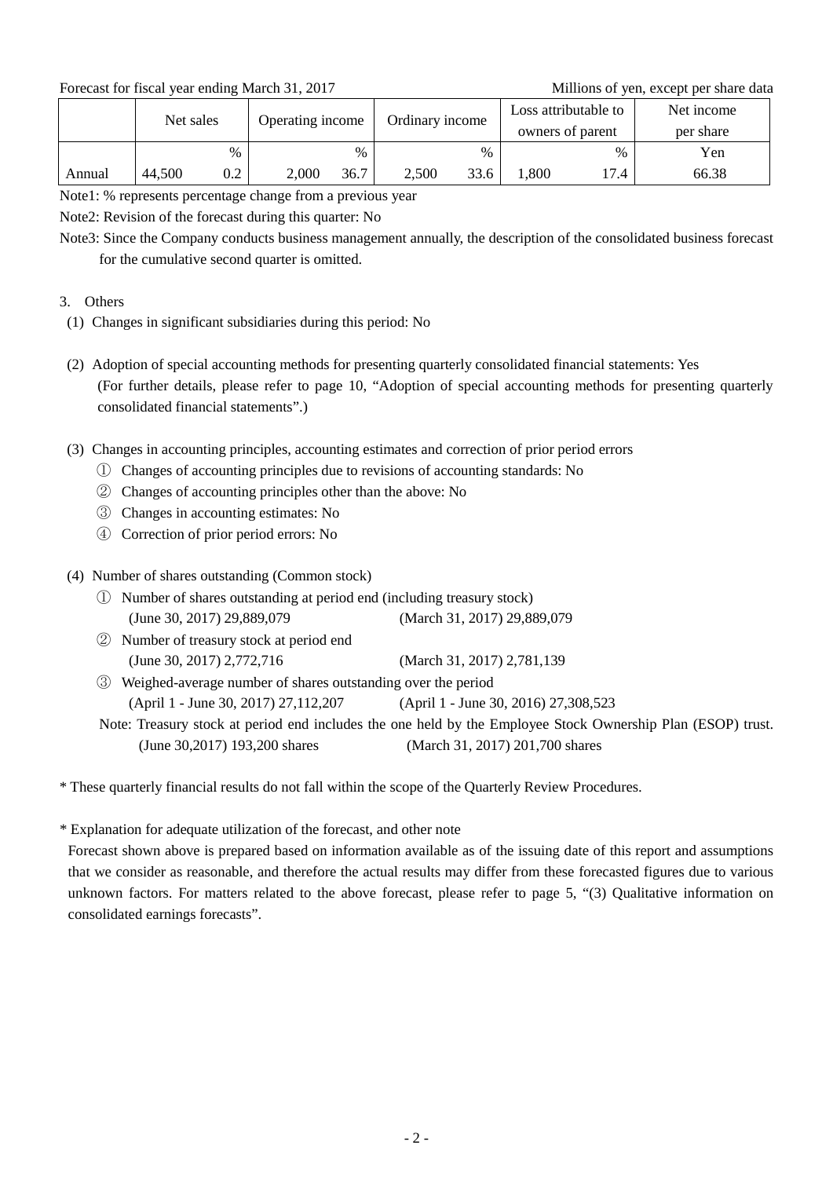Forecast for fiscal year ending March 31, 2017 Millions of yen, except per share data

| | Net sales | | Operating income | | Ordinary income | | Loss attributable to owners of parent | | Net income per share |
|---|---|---|---|---|---|---|---|---|---|
| | | % | | % | | % | | % | Yen |
| Annual | 44,500 | 0.2 | 2,000 | 36.7 | 2,500 | 33.6 | 1,800 | 17.4 | 66.38 |

Note1: % represents percentage change from a previous year

Note2: Revision of the forecast during this quarter: No

Note3: Since the Company conducts business management annually, the description of the consolidated business forecast for the cumulative second quarter is omitted.

3. Others

(1) Changes in significant subsidiaries during this period: No

(2) Adoption of special accounting methods for presenting quarterly consolidated financial statements: Yes
(For further details, please refer to page 10, "Adoption of special accounting methods for presenting quarterly consolidated financial statements".)

(3) Changes in accounting principles, accounting estimates and correction of prior period errors

① Changes of accounting principles due to revisions of accounting standards: No

② Changes of accounting principles other than the above: No

③ Changes in accounting estimates: No

④ Correction of prior period errors: No

(4) Number of shares outstanding (Common stock)

① Number of shares outstanding at period end (including treasury stock)
(June 30, 2017) 29,889,079 (March 31, 2017) 29,889,079

② Number of treasury stock at period end
(June 30, 2017) 2,772,716 (March 31, 2017) 2,781,139

③ Weighed-average number of shares outstanding over the period
(April 1 - June 30, 2017) 27,112,207 (April 1 - June 30, 2016) 27,308,523

Note: Treasury stock at period end includes the one held by the Employee Stock Ownership Plan (ESOP) trust.
(June 30,2017) 193,200 shares (March 31, 2017) 201,700 shares

* These quarterly financial results do not fall within the scope of the Quarterly Review Procedures.

* Explanation for adequate utilization of the forecast, and other note

Forecast shown above is prepared based on information available as of the issuing date of this report and assumptions that we consider as reasonable, and therefore the actual results may differ from these forecasted figures due to various unknown factors. For matters related to the above forecast, please refer to page 5, "(3) Qualitative information on consolidated earnings forecasts".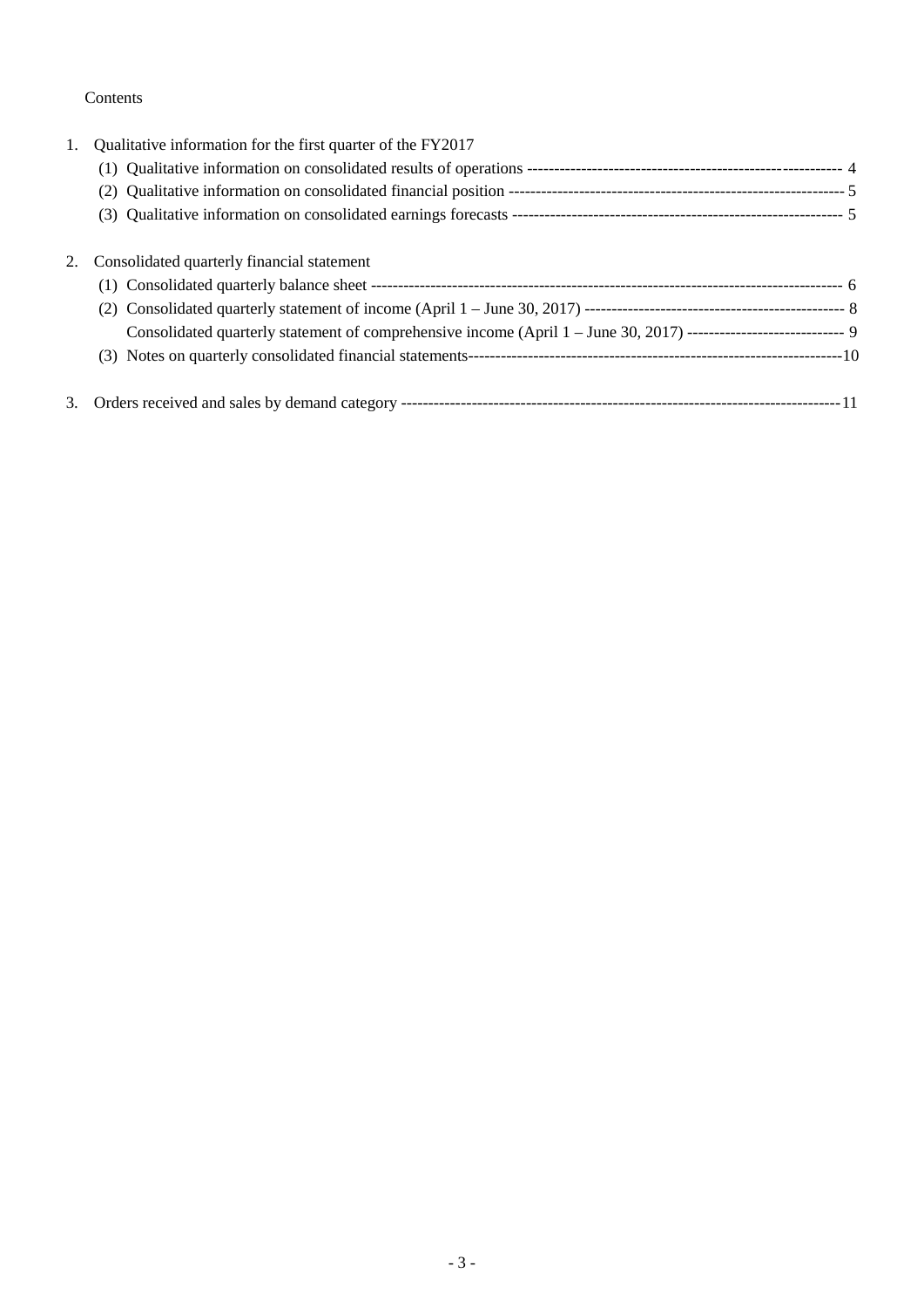Contents

1. Qualitative information for the first quarter of the FY2017
   - (1) Qualitative information on consolidated results of operations ---------------------------------------------------------- 4
   - (2) Qualitative information on consolidated financial position ------------------------------------------------------------- 5
   - (3) Qualitative information on consolidated earnings forecasts ------------------------------------------------------------ 5

2. Consolidated quarterly financial statement
   - (1) Consolidated quarterly balance sheet -------------------------------------------------------------------------------------- 6
   - (2) Consolidated quarterly statement of income (April 1 – June 30, 2017) ------------------------------------------------ 8
     Consolidated quarterly statement of comprehensive income (April 1 – June 30, 2017) ----------------------------- 9
   - (3) Notes on quarterly consolidated financial statements---------------------------------------------------------------------10

3. Orders received and sales by demand category ---------------------------------------------------------------------------------11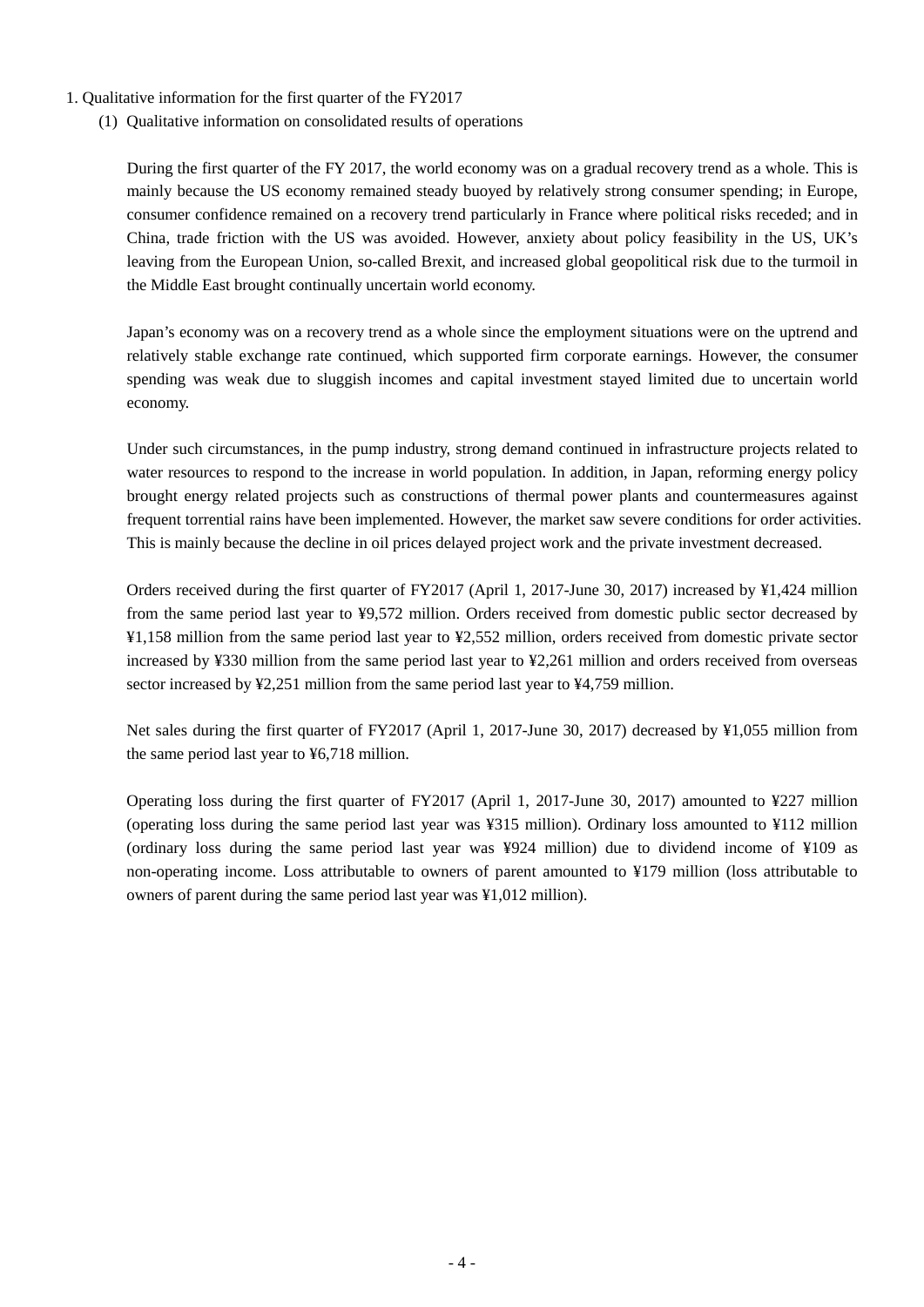## 1. Qualitative information for the first quarter of the FY2017

### (1) Qualitative information on consolidated results of operations

During the first quarter of the FY 2017, the world economy was on a gradual recovery trend as a whole. This is mainly because the US economy remained steady buoyed by relatively strong consumer spending; in Europe, consumer confidence remained on a recovery trend particularly in France where political risks receded; and in China, trade friction with the US was avoided. However, anxiety about policy feasibility in the US, UK's leaving from the European Union, so-called Brexit, and increased global geopolitical risk due to the turmoil in the Middle East brought continually uncertain world economy.

Japan's economy was on a recovery trend as a whole since the employment situations were on the uptrend and relatively stable exchange rate continued, which supported firm corporate earnings. However, the consumer spending was weak due to sluggish incomes and capital investment stayed limited due to uncertain world economy.

Under such circumstances, in the pump industry, strong demand continued in infrastructure projects related to water resources to respond to the increase in world population. In addition, in Japan, reforming energy policy brought energy related projects such as constructions of thermal power plants and countermeasures against frequent torrential rains have been implemented. However, the market saw severe conditions for order activities. This is mainly because the decline in oil prices delayed project work and the private investment decreased.

Orders received during the first quarter of FY2017 (April 1, 2017-June 30, 2017) increased by ¥1,424 million from the same period last year to ¥9,572 million. Orders received from domestic public sector decreased by ¥1,158 million from the same period last year to ¥2,552 million, orders received from domestic private sector increased by ¥330 million from the same period last year to ¥2,261 million and orders received from overseas sector increased by ¥2,251 million from the same period last year to ¥4,759 million.

Net sales during the first quarter of FY2017 (April 1, 2017-June 30, 2017) decreased by ¥1,055 million from the same period last year to ¥6,718 million.

Operating loss during the first quarter of FY2017 (April 1, 2017-June 30, 2017) amounted to ¥227 million (operating loss during the same period last year was ¥315 million). Ordinary loss amounted to ¥112 million (ordinary loss during the same period last year was ¥924 million) due to dividend income of ¥109 as non-operating income. Loss attributable to owners of parent amounted to ¥179 million (loss attributable to owners of parent during the same period last year was ¥1,012 million).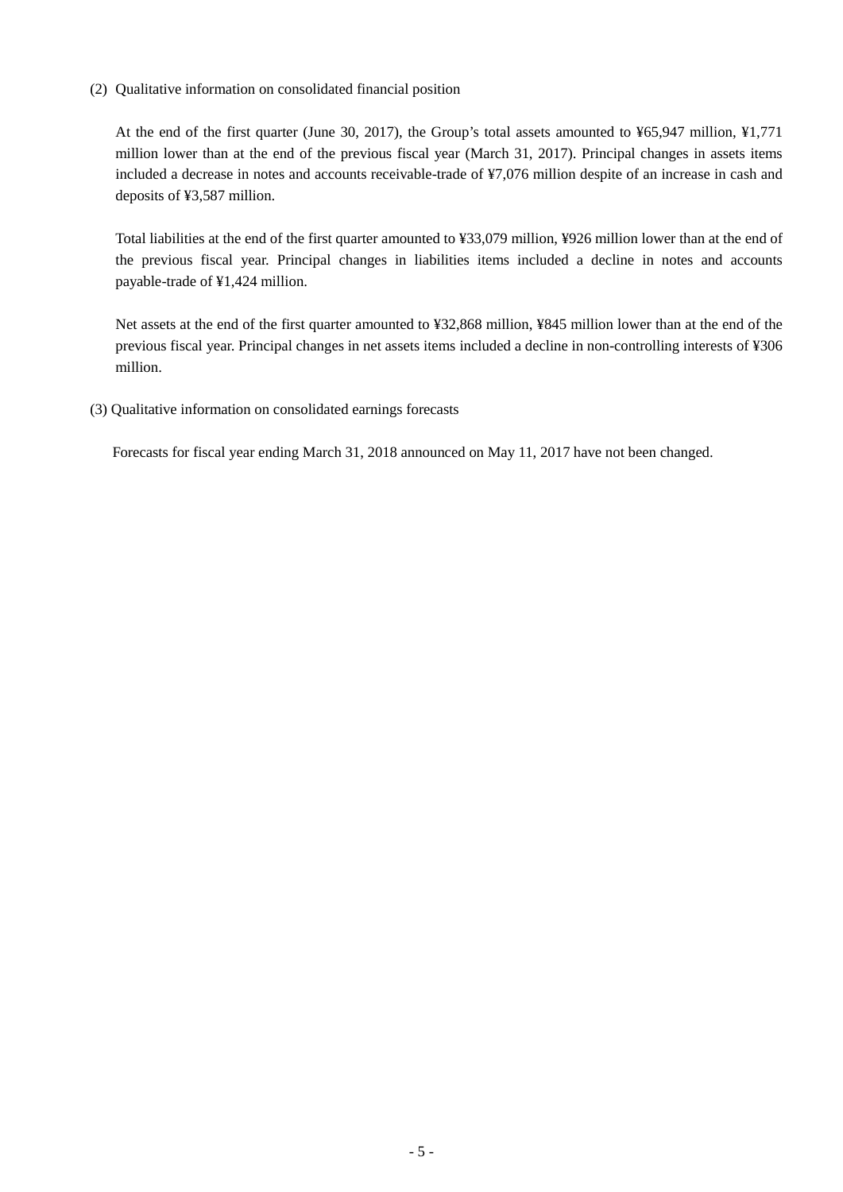### (2) Qualitative information on consolidated financial position

At the end of the first quarter (June 30, 2017), the Group’s total assets amounted to ¥65,947 million, ¥1,771 million lower than at the end of the previous fiscal year (March 31, 2017). Principal changes in assets items included a decrease in notes and accounts receivable-trade of ¥7,076 million despite of an increase in cash and deposits of ¥3,587 million.

Total liabilities at the end of the first quarter amounted to ¥33,079 million, ¥926 million lower than at the end of the previous fiscal year. Principal changes in liabilities items included a decline in notes and accounts payable-trade of ¥1,424 million.

Net assets at the end of the first quarter amounted to ¥32,868 million, ¥845 million lower than at the end of the previous fiscal year. Principal changes in net assets items included a decline in non-controlling interests of ¥306 million.

### (3) Qualitative information on consolidated earnings forecasts

Forecasts for fiscal year ending March 31, 2018 announced on May 11, 2017 have not been changed.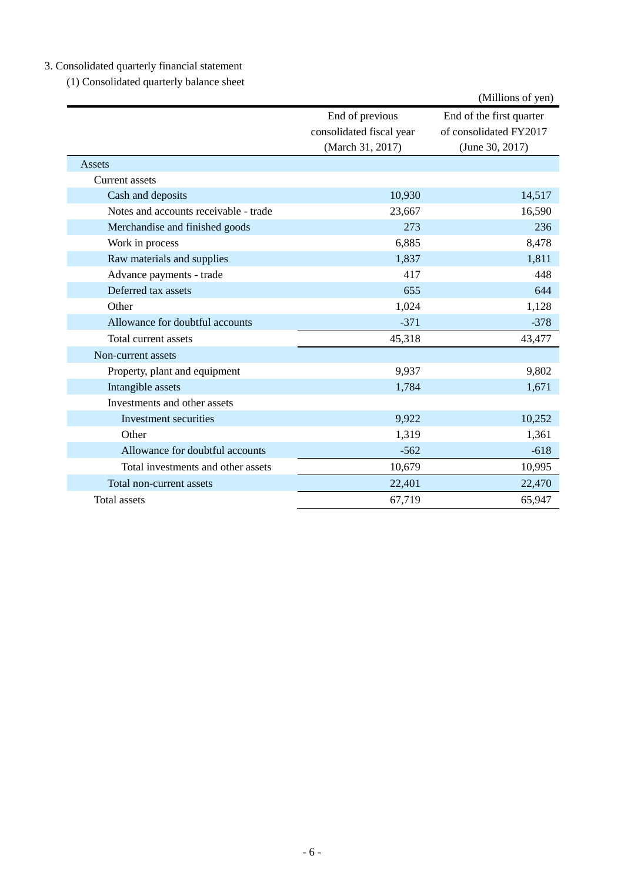3. Consolidated quarterly financial statement

(1) Consolidated quarterly balance sheet

(Millions of yen)

| | End of previous consolidated fiscal year (March 31, 2017) | End of the first quarter of consolidated FY2017 (June 30, 2017) |
|---|---|---|
| Assets | | |
| Current assets | | |
| Cash and deposits | 10,930 | 14,517 |
| Notes and accounts receivable - trade | 23,667 | 16,590 |
| Merchandise and finished goods | 273 | 236 |
| Work in process | 6,885 | 8,478 |
| Raw materials and supplies | 1,837 | 1,811 |
| Advance payments - trade | 417 | 448 |
| Deferred tax assets | 655 | 644 |
| Other | 1,024 | 1,128 |
| Allowance for doubtful accounts | -371 | -378 |
| Total current assets | 45,318 | 43,477 |
| Non-current assets | | |
| Property, plant and equipment | 9,937 | 9,802 |
| Intangible assets | 1,784 | 1,671 |
| Investments and other assets | | |
| Investment securities | 9,922 | 10,252 |
| Other | 1,319 | 1,361 |
| Allowance for doubtful accounts | -562 | -618 |
| Total investments and other assets | 10,679 | 10,995 |
| Total non-current assets | 22,401 | 22,470 |
| Total assets | 67,719 | 65,947 |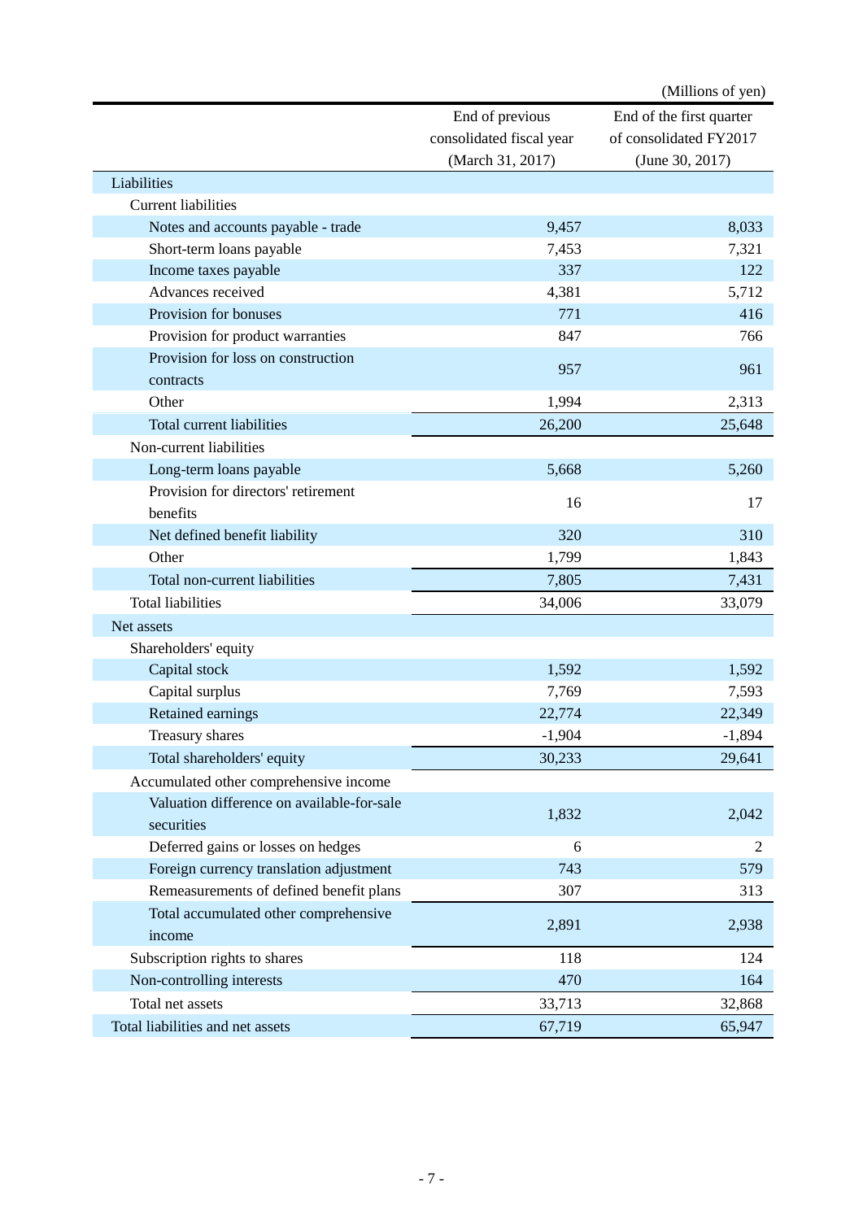(Millions of yen)

| | End of previous consolidated fiscal year (March 31, 2017) | End of the first quarter of consolidated FY2017 (June 30, 2017) |
|---|---|---|
| Liabilities | | |
| Current liabilities | | |
| Notes and accounts payable - trade | 9,457 | 8,033 |
| Short-term loans payable | 7,453 | 7,321 |
| Income taxes payable | 337 | 122 |
| Advances received | 4,381 | 5,712 |
| Provision for bonuses | 771 | 416 |
| Provision for product warranties | 847 | 766 |
| Provision for loss on construction contracts | 957 | 961 |
| Other | 1,994 | 2,313 |
| Total current liabilities | 26,200 | 25,648 |
| Non-current liabilities | | |
| Long-term loans payable | 5,668 | 5,260 |
| Provision for directors' retirement benefits | 16 | 17 |
| Net defined benefit liability | 320 | 310 |
| Other | 1,799 | 1,843 |
| Total non-current liabilities | 7,805 | 7,431 |
| Total liabilities | 34,006 | 33,079 |
| Net assets | | |
| Shareholders' equity | | |
| Capital stock | 1,592 | 1,592 |
| Capital surplus | 7,769 | 7,593 |
| Retained earnings | 22,774 | 22,349 |
| Treasury shares | -1,904 | -1,894 |
| Total shareholders' equity | 30,233 | 29,641 |
| Accumulated other comprehensive income | | |
| Valuation difference on available-for-sale securities | 1,832 | 2,042 |
| Deferred gains or losses on hedges | 6 | 2 |
| Foreign currency translation adjustment | 743 | 579 |
| Remeasurements of defined benefit plans | 307 | 313 |
| Total accumulated other comprehensive income | 2,891 | 2,938 |
| Subscription rights to shares | 118 | 124 |
| Non-controlling interests | 470 | 164 |
| Total net assets | 33,713 | 32,868 |
| Total liabilities and net assets | 67,719 | 65,947 |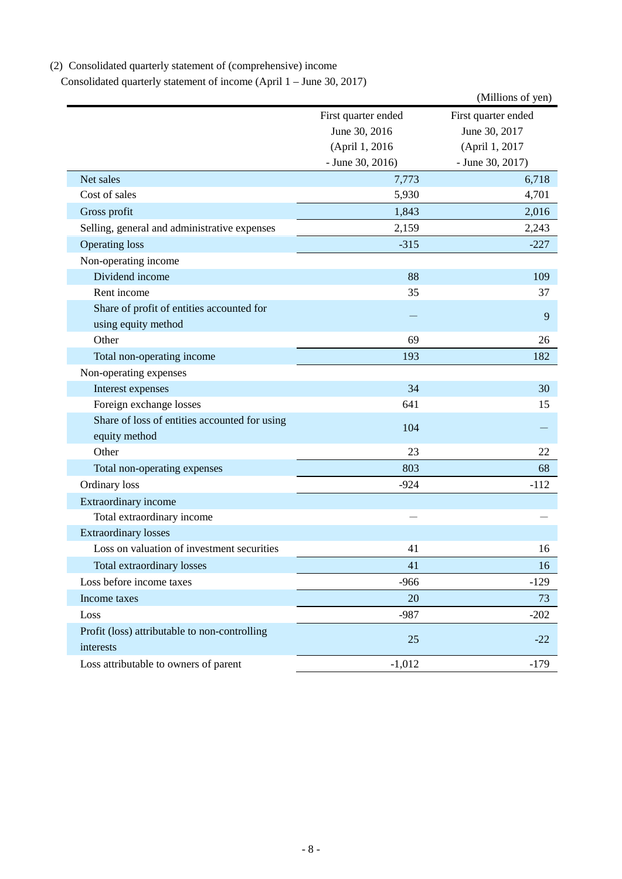(2) Consolidated quarterly statement of (comprehensive) income

Consolidated quarterly statement of income (April 1 – June 30, 2017)

(Millions of yen)

| | First quarter ended June 30, 2016 (April 1, 2016 - June 30, 2016) | First quarter ended June 30, 2017 (April 1, 2017 - June 30, 2017) |
|---|---|---|
| Net sales | 7,773 | 6,718 |
| Cost of sales | 5,930 | 4,701 |
| Gross profit | 1,843 | 2,016 |
| Selling, general and administrative expenses | 2,159 | 2,243 |
| Operating loss | -315 | -227 |
| Non-operating income | | |
| Dividend income | 88 | 109 |
| Rent income | 35 | 37 |
| Share of profit of entities accounted for using equity method | — | 9 |
| Other | 69 | 26 |
| Total non-operating income | 193 | 182 |
| Non-operating expenses | | |
| Interest expenses | 34 | 30 |
| Foreign exchange losses | 641 | 15 |
| Share of loss of entities accounted for using equity method | 104 | — |
| Other | 23 | 22 |
| Total non-operating expenses | 803 | 68 |
| Ordinary loss | -924 | -112 |
| Extraordinary income | | |
| Total extraordinary income | — | — |
| Extraordinary losses | | |
| Loss on valuation of investment securities | 41 | 16 |
| Total extraordinary losses | 41 | 16 |
| Loss before income taxes | -966 | -129 |
| Income taxes | 20 | 73 |
| Loss | -987 | -202 |
| Profit (loss) attributable to non-controlling interests | 25 | -22 |
| Loss attributable to owners of parent | -1,012 | -179 |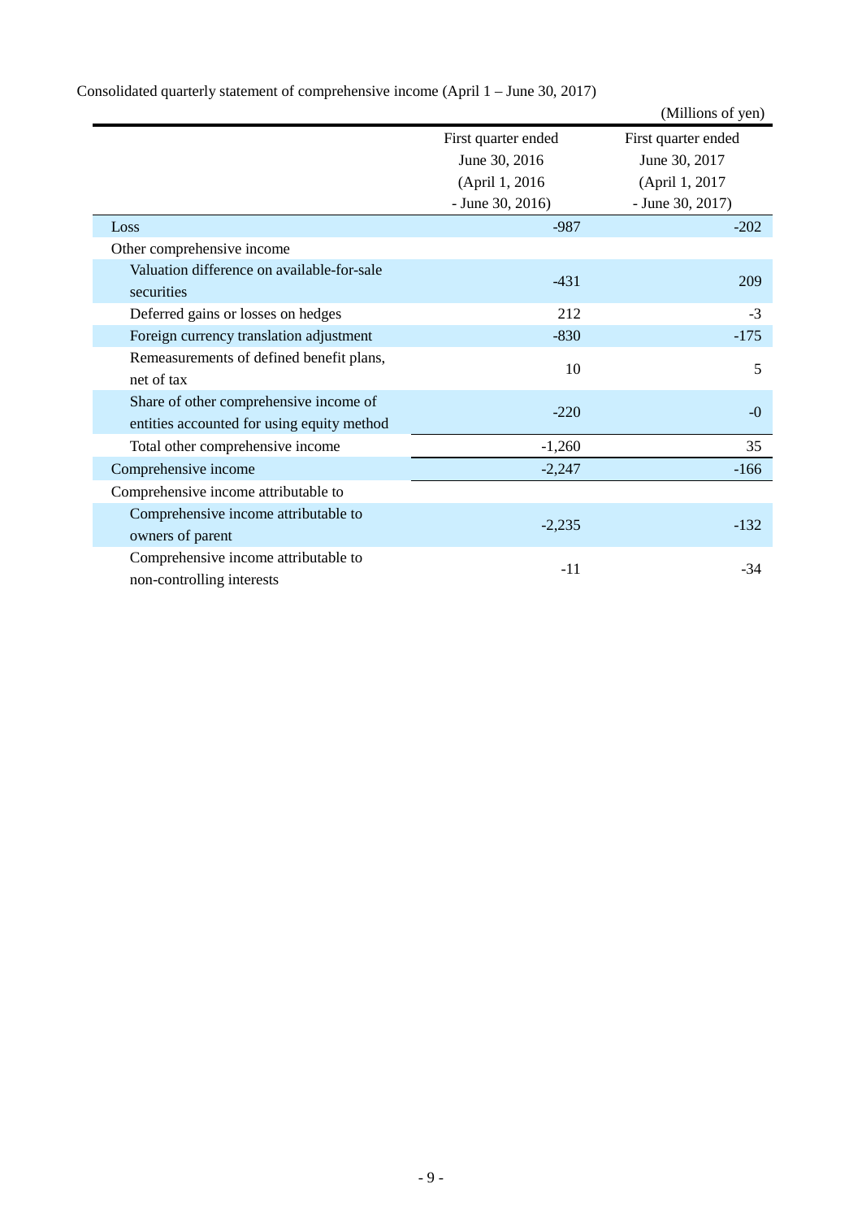Consolidated quarterly statement of comprehensive income (April 1 – June 30, 2017)

(Millions of yen)

| | First quarter ended June 30, 2016 (April 1, 2016 - June 30, 2016) | First quarter ended June 30, 2017 (April 1, 2017 - June 30, 2017) |
|---|---|---|
| Loss | -987 | -202 |
| Other comprehensive income | | |
| Valuation difference on available-for-sale securities | -431 | 209 |
| Deferred gains or losses on hedges | 212 | -3 |
| Foreign currency translation adjustment | -830 | -175 |
| Remeasurements of defined benefit plans, net of tax | 10 | 5 |
| Share of other comprehensive income of entities accounted for using equity method | -220 | -0 |
| Total other comprehensive income | -1,260 | 35 |
| Comprehensive income | -2,247 | -166 |
| Comprehensive income attributable to | | |
| Comprehensive income attributable to owners of parent | -2,235 | -132 |
| Comprehensive income attributable to non-controlling interests | -11 | -34 |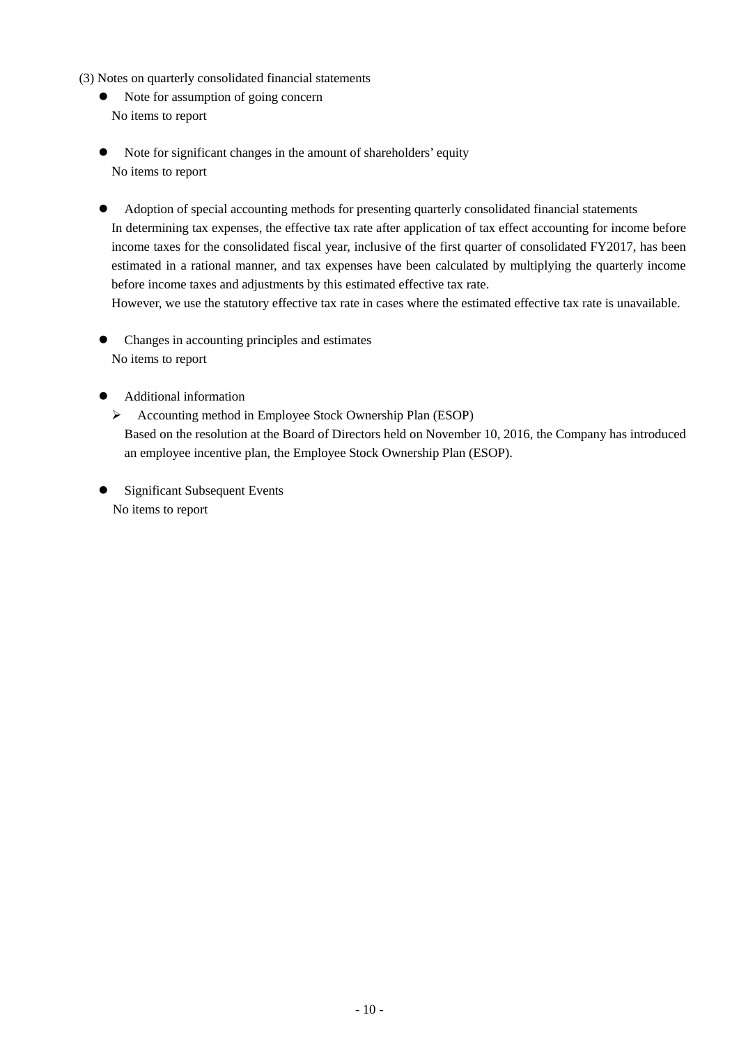### (3) Notes on quarterly consolidated financial statements

- Note for assumption of going concern

  No items to report

- Note for significant changes in the amount of shareholders' equity

  No items to report

- Adoption of special accounting methods for presenting quarterly consolidated financial statements

  In determining tax expenses, the effective tax rate after application of tax effect accounting for income before income taxes for the consolidated fiscal year, inclusive of the first quarter of consolidated FY2017, has been estimated in a rational manner, and tax expenses have been calculated by multiplying the quarterly income before income taxes and adjustments by this estimated effective tax rate.

  However, we use the statutory effective tax rate in cases where the estimated effective tax rate is unavailable.

- Changes in accounting principles and estimates

  No items to report

- Additional information

  - Accounting method in Employee Stock Ownership Plan (ESOP)

    Based on the resolution at the Board of Directors held on November 10, 2016, the Company has introduced an employee incentive plan, the Employee Stock Ownership Plan (ESOP).

- Significant Subsequent Events

  No items to report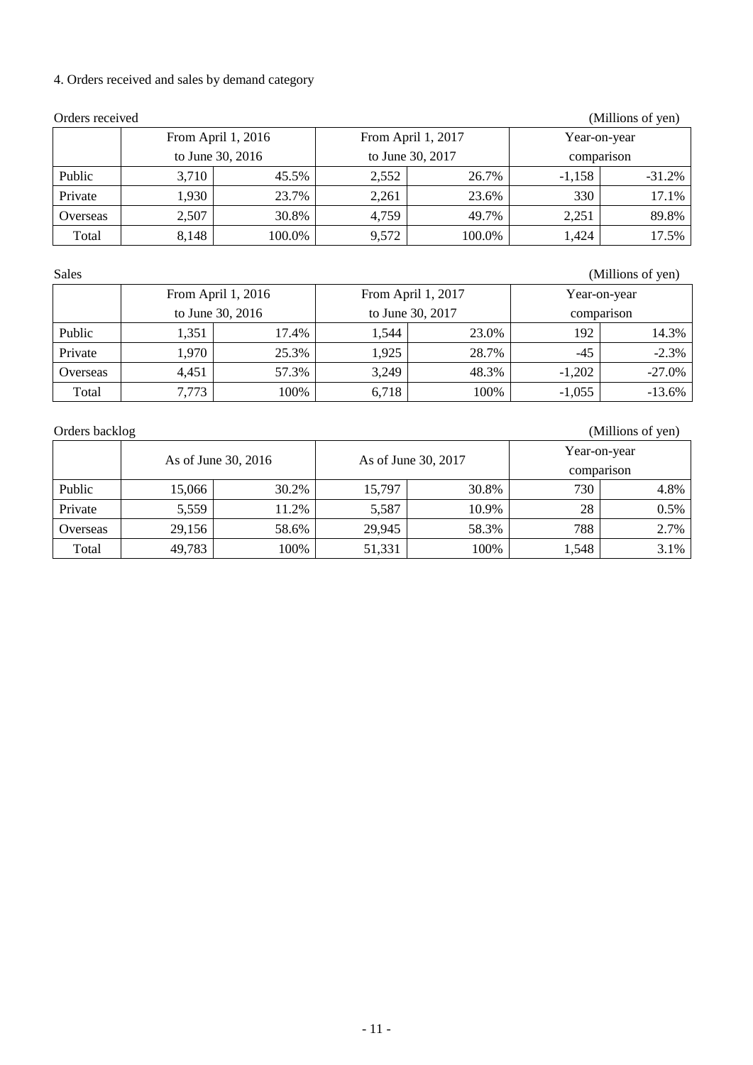4. Orders received and sales by demand category

Orders received (Millions of yen)

| | From April 1, 2016 to June 30, 2016 | | From April 1, 2017 to June 30, 2017 | | Year-on-year comparison | |
|---|---|---|---|---|---|---|
| Public | 3,710 | 45.5% | 2,552 | 26.7% | -1,158 | -31.2% |
| Private | 1,930 | 23.7% | 2,261 | 23.6% | 330 | 17.1% |
| Overseas | 2,507 | 30.8% | 4,759 | 49.7% | 2,251 | 89.8% |
| Total | 8,148 | 100.0% | 9,572 | 100.0% | 1,424 | 17.5% |

Sales (Millions of yen)

| | From April 1, 2016 to June 30, 2016 | | From April 1, 2017 to June 30, 2017 | | Year-on-year comparison | |
|---|---|---|---|---|---|---|
| Public | 1,351 | 17.4% | 1,544 | 23.0% | 192 | 14.3% |
| Private | 1,970 | 25.3% | 1,925 | 28.7% | -45 | -2.3% |
| Overseas | 4,451 | 57.3% | 3,249 | 48.3% | -1,202 | -27.0% |
| Total | 7,773 | 100% | 6,718 | 100% | -1,055 | -13.6% |

Orders backlog (Millions of yen)

| | As of June 30, 2016 | | As of June 30, 2017 | | Year-on-year comparison | |
|---|---|---|---|---|---|---|
| Public | 15,066 | 30.2% | 15,797 | 30.8% | 730 | 4.8% |
| Private | 5,559 | 11.2% | 5,587 | 10.9% | 28 | 0.5% |
| Overseas | 29,156 | 58.6% | 29,945 | 58.3% | 788 | 2.7% |
| Total | 49,783 | 100% | 51,331 | 100% | 1,548 | 3.1% |